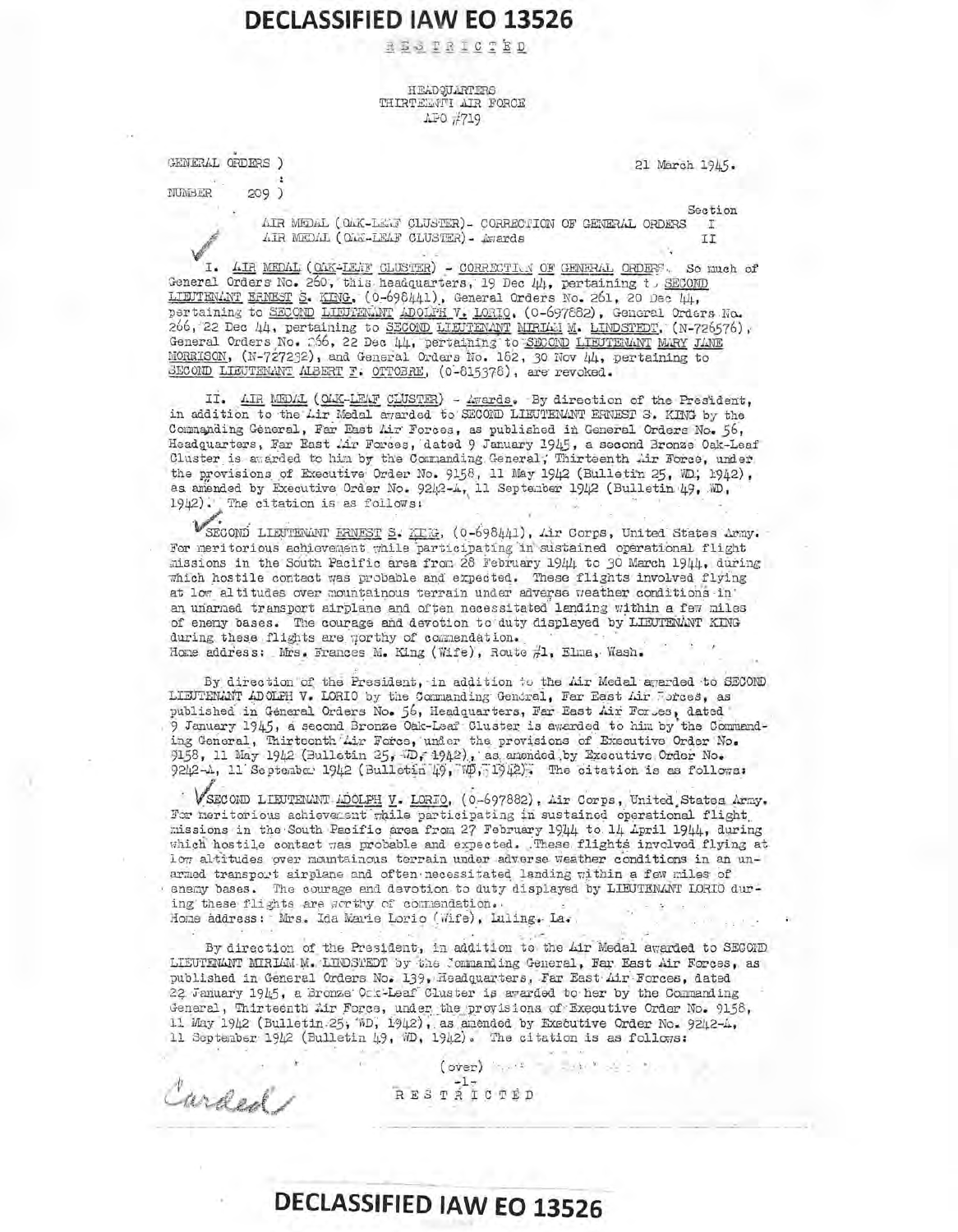**DECLASSIFIED IAW EO 13526**

RESTRICTED

HEADQUARTERS
THIRTEENTH AIR FORCE
APO #719

GENERAL ORDERS )
:
NUMBER 209 )

21 March 1945.

| | Section |
|---|---|
| AIR MEDAL (OAK-LEAF CLUSTER)- CORRECTION OF GENERAL ORDERS | I |
| AIR MEDAL (OAK-LEAF CLUSTER)- Awards | II |

I. AIR MEDAL (OAK-LEAF CLUSTER) - CORRECTION OF GENERAL ORDERS. So much of General Orders No. 260, this headquarters, 19 Dec 44, pertaining to SECOND LIEUTENANT ERNEST S. KING, (O-698441), General Orders No. 261, 20 Dec 44, pertaining to SECOND LIEUTENANT ADOLPH V. LORIO, (O-697882), General Orders No. 266, 22 Dec 44, pertaining to SECOND LIEUTENANT MIRIAM M. LINDSTEDT, (N-726576), General Orders No. 266, 22 Dec 44, pertaining to SECOND LIEUTENANT MARY JANE MORRISON, (N-727232), and General Orders No. 182, 30 Nov 44, pertaining to SECOND LIEUTENANT ALBERT F. OTTOBRE, (O-815378), are revoked.

II. AIR MEDAL (OAK-LEAF CLUSTER) - Awards. By direction of the President, in addition to the Air Medal awarded to SECOND LIEUTENANT ERNEST S. KING by the Commanding General, Far East Air Forces, as published in General Orders No. 56, Headquarters, Far East Air Forces, dated 9 January 1945, a second Bronze Oak-Leaf Cluster is awarded to him by the Commanding General, Thirteenth Air Force, under the provisions of Executive Order No. 9158, 11 May 1942 (Bulletin 25, WD, 1942), as amended by Executive Order No. 9242-A, 11 September 1942 (Bulletin 49, WD, 1942). The citation is as follows:

SECOND LIEUTENANT ERNEST S. KING, (O-698441), Air Corps, United States Army. For meritorious achievement while participating in sustained operational flight missions in the South Pacific area from 28 February 1944 to 30 March 1944, during which hostile contact was probable and expected. These flights involved flying at low altitudes over mountainous terrain under adverse weather conditions in an unarmed transport airplane and often necessitated landing within a few miles of enemy bases. The courage and devotion to duty displayed by LIEUTENANT KING during these flights are worthy of commendation.
Home address: Mrs. Frances M. King (Wife), Route #1, Elma, Wash.

By direction of the President, in addition to the Air Medal awarded to SECOND LIEUTENANT ADOLPH V. LORIO by the Commanding General, Far East Air Forces, as published in General Orders No. 56, Headquarters, Far East Air Forces, dated 9 January 1945, a second Bronze Oak-Leaf Cluster is awarded to him by the Commanding General, Thirteenth Air Force, under the provisions of Executive Order No. 9158, 11 May 1942 (Bulletin 25, WD, 1942), as amended by Executive Order No. 9242-A, 11 September 1942 (Bulletin 49, WD, 1942). The citation is as follows:

SECOND LIEUTENANT ADOLPH V. LORIO, (O-697882), Air Corps, United States Army. For meritorious achievement while participating in sustained operational flight missions in the South Pacific area from 27 February 1944 to 14 April 1944, during which hostile contact was probable and expected. These flights involved flying at low altitudes over mountainous terrain under adverse weather conditions in an unarmed transport airplane and often necessitated landing within a few miles of enemy bases. The courage and devotion to duty displayed by LIEUTENANT LORIO during these flights are worthy of commendation.
Home address: Mrs. Ida Marie Lorio (Wife), Luling, La.

By direction of the President, in addition to the Air Medal awarded to SECOND LIEUTENANT MIRIAM M. LINDSTEDT by the Commanding General, Far East Air Forces, as published in General Orders No. 139, Headquarters, Far East Air Forces, dated 22 January 1945, a Bronze Oak-Leaf Cluster is awarded to her by the Commanding General, Thirteenth Air Force, under the provisions of Executive Order No. 9158, 11 May 1942 (Bulletin 25, WD, 1942), as amended by Executive Order No. 9242-A, 11 September 1942 (Bulletin 49, WD, 1942). The citation is as follows:

(over)

Carded

RESTRICTED

**DECLASSIFIED IAW EO 13526**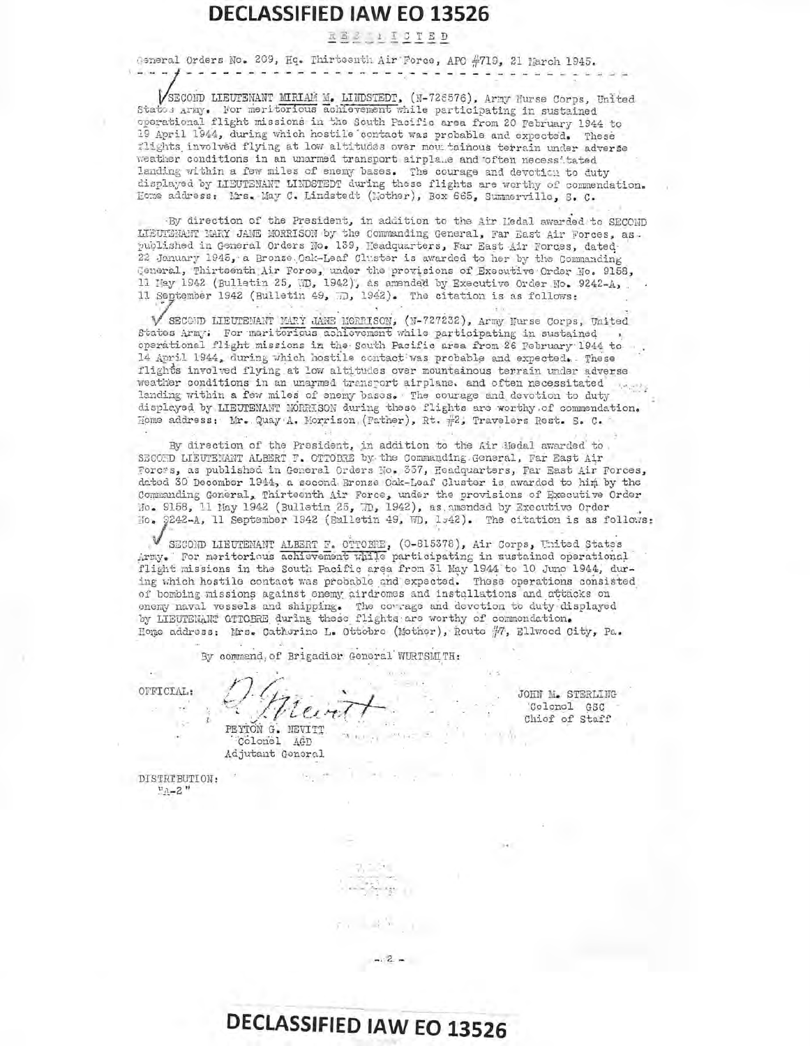RESTRICTED

General Orders No. 209, Hq. Thirteenth Air Force, APO #719, 21 March 1945.

---

✓SECOND LIEUTENANT MIRIAM M. LINDSTEDT, (N-726576), Army Nurse Corps, United States Army. For meritorious achievement while participating in sustained operational flight missions in the South Pacific area from 20 February 1944 to 19 April 1944, during which hostile contact was probable and expected. These flights involved flying at low altitudes over mountainous terrain under adverse weather conditions in an unarmed transport airplane and often necessitated landing within a few miles of enemy bases. The courage and devotion to duty displayed by LIEUTENANT LINDSTEDT during these flights are worthy of commendation. Home address: Mrs. May C. Lindstedt (Mother), Box 665, Summerville, S. C.

By direction of the President, in addition to the Air Medal awarded to SECOND LIEUTENANT MARY JANE MORRISON by the Commanding General, Far East Air Forces, as published in General Orders No. 139, Headquarters, Far East Air Forces, dated 22 January 1945, a Bronze Oak-Leaf Cluster is awarded to her by the Commanding General, Thirteenth Air Force, under the provisions of Executive Order No. 9158, 11 May 1942 (Bulletin 25, WD, 1942), as amended by Executive Order No. 9242-A, 11 September 1942 (Bulletin 49, WD, 1942). The citation is as follows:

✓SECOND LIEUTENANT MARY JANE MORRISON, (N-727232), Army Nurse Corps, United States Army. For meritorious achievement while participating in sustained operational flight missions in the South Pacific area from 26 February 1944 to 14 April 1944, during which hostile contact was probable and expected. These flights involved flying at low altitudes over mountainous terrain under adverse weather conditions in an unarmed transport airplane and often necessitated landing within a few miles of enemy bases. The courage and devotion to duty displayed by LIEUTENANT MORRISON during these flights are worthy of commendation. Home address: Mr. Quay A. Morrison (Father), Rt. #2, Travelers Rest. S. C.

By direction of the President, in addition to the Air Medal awarded to SECOND LIEUTENANT ALBERT F. OTTOBRE by the Commanding General, Far East Air Forces, as published in General Orders No. 357, Headquarters, Far East Air Forces, dated 30 December 1944, a second Bronze Oak-Leaf Cluster is awarded to him by the Commanding General, Thirteenth Air Force, under the provisions of Executive Order No. 9158, 11 May 1942 (Bulletin 25, WD, 1942), as amended by Executive Order No. 9242-A, 11 September 1942 (Bulletin 49, WD, 1942). The citation is as follows:

✓SECOND LIEUTENANT ALBERT F. OTTOBRE, (O-815378), Air Corps, United States Army. For meritorious achievement while participating in sustained operational flight missions in the South Pacific area from 31 May 1944 to 10 June 1944, during which hostile contact was probable and expected. These operations consisted of bombing missions against enemy airdromes and installations and attacks on enemy naval vessels and shipping. The courage and devotion to duty displayed by LIEUTENANT OTTOBRE during these flights are worthy of commendation. Home address: Mrs. Catherine L. Ottobre (Mother), Route #7, Ellwood City, Pa.

By command of Brigadier General WURTSMITH:

JOHN M. STERLING
Colonel GSC
Chief of Staff

OFFICIAL:

P. G. Nevitt

PEYTON G. NEVITT
Colonel AGD
Adjutant General

DISTRIBUTION:
"A-2"